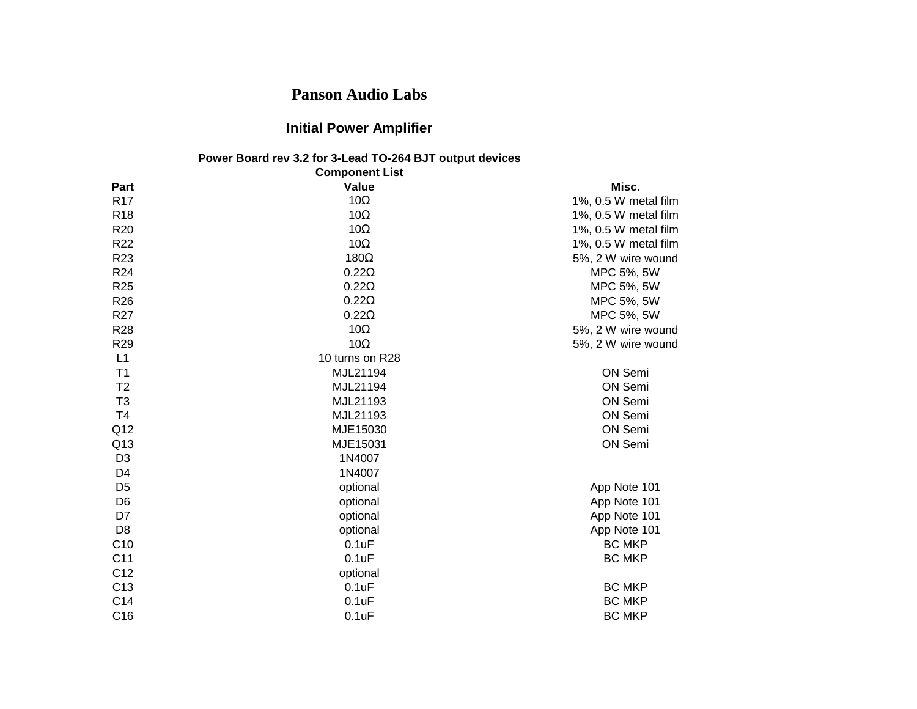# Panson Audio Labs

## Initial Power Amplifier

### Power Board rev 3.2 for 3-Lead TO-264 BJT output devices

**Component List**

| Part | Value | Misc. |
|---|---|---|
| R17 | 10Ω | 1%, 0.5 W metal film |
| R18 | 10Ω | 1%, 0.5 W metal film |
| R20 | 10Ω | 1%, 0.5 W metal film |
| R22 | 10Ω | 1%, 0.5 W metal film |
| R23 | 180Ω | 5%, 2 W wire wound |
| R24 | 0.22Ω | MPC 5%, 5W |
| R25 | 0.22Ω | MPC 5%, 5W |
| R26 | 0.22Ω | MPC 5%, 5W |
| R27 | 0.22Ω | MPC 5%, 5W |
| R28 | 10Ω | 5%, 2 W wire wound |
| R29 | 10Ω | 5%, 2 W wire wound |
| L1 | 10 turns on R28 | |
| T1 | MJL21194 | ON Semi |
| T2 | MJL21194 | ON Semi |
| T3 | MJL21193 | ON Semi |
| T4 | MJL21193 | ON Semi |
| Q12 | MJE15030 | ON Semi |
| Q13 | MJE15031 | ON Semi |
| D3 | 1N4007 | |
| D4 | 1N4007 | |
| D5 | optional | App Note 101 |
| D6 | optional | App Note 101 |
| D7 | optional | App Note 101 |
| D8 | optional | App Note 101 |
| C10 | 0.1uF | BC MKP |
| C11 | 0.1uF | BC MKP |
| C12 | optional | |
| C13 | 0.1uF | BC MKP |
| C14 | 0.1uF | BC MKP |
| C16 | 0.1uF | BC MKP |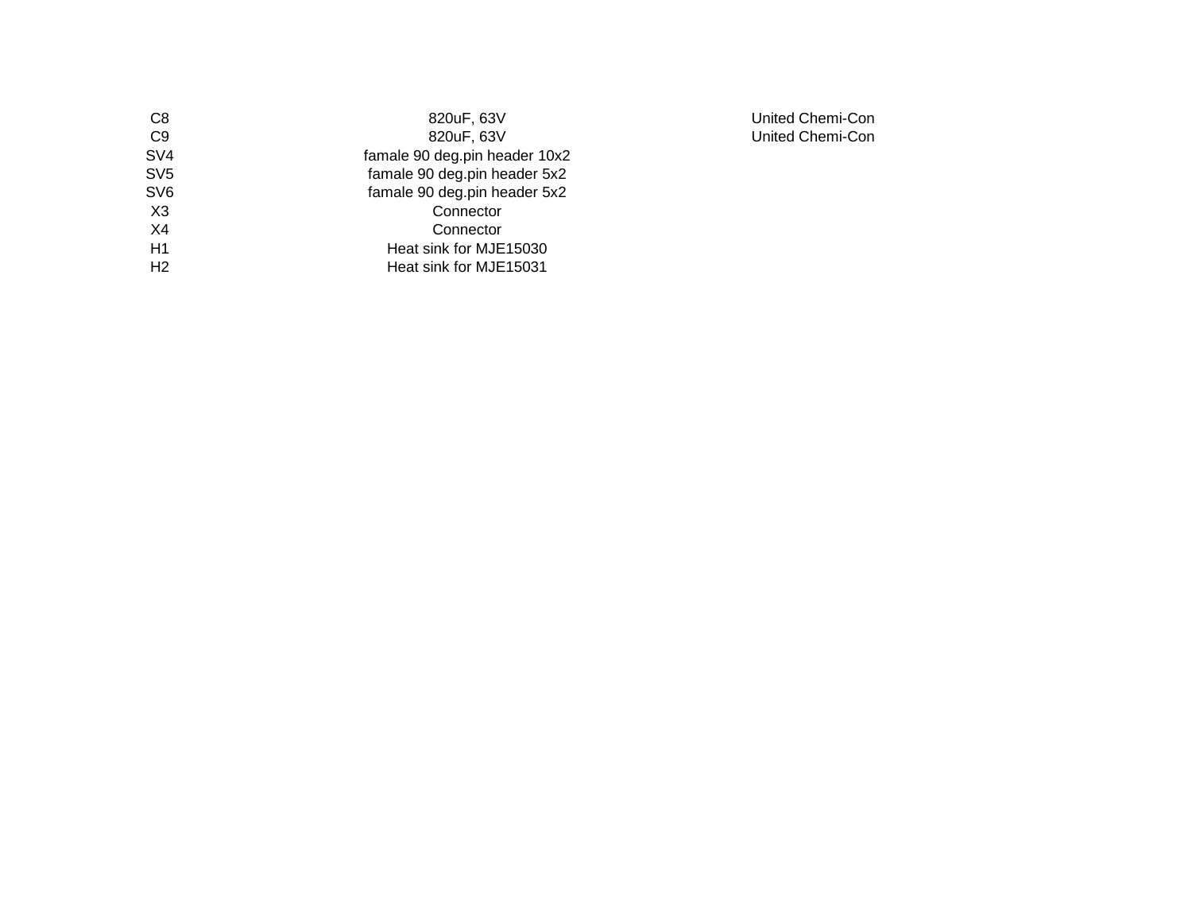| | | |
|---|---|---|
| C8 | 820uF, 63V | United Chemi-Con |
| C9 | 820uF, 63V | United Chemi-Con |
| SV4 | famale 90 deg.pin header 10x2 | |
| SV5 | famale 90 deg.pin header 5x2 | |
| SV6 | famale 90 deg.pin header 5x2 | |
| X3 | Connector | |
| X4 | Connector | |
| H1 | Heat sink for MJE15030 | |
| H2 | Heat sink for MJE15031 | |